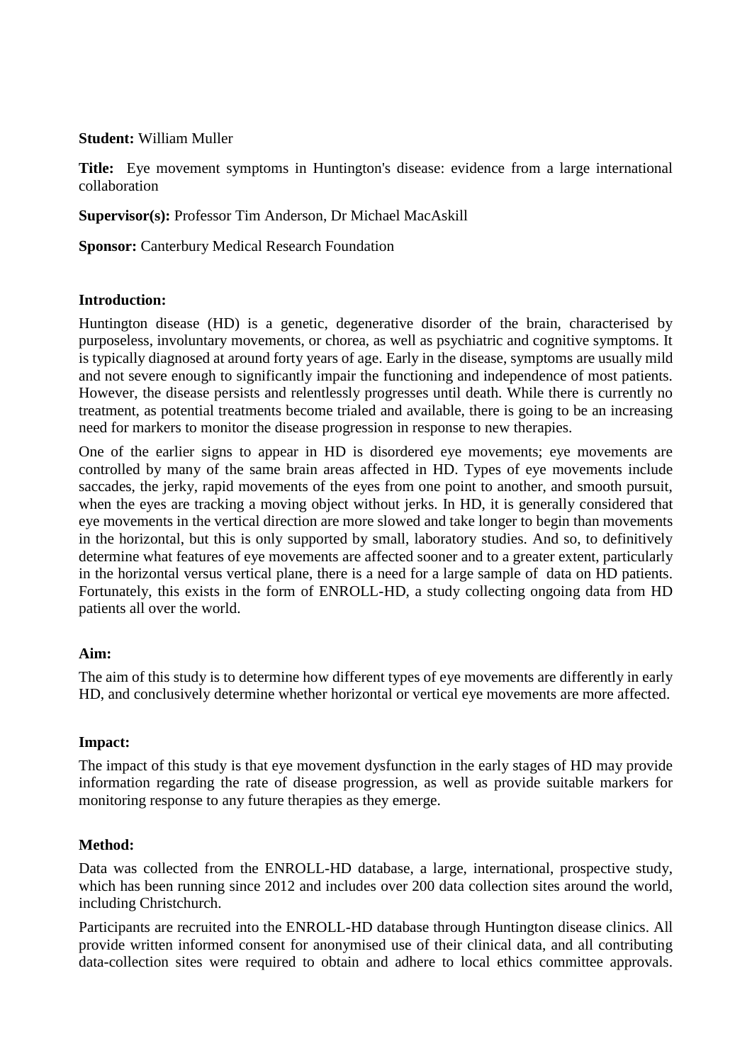**Student:** William Muller

**Title:** Eye movement symptoms in Huntington's disease: evidence from a large international collaboration

**Supervisor(s):** Professor Tim Anderson, Dr Michael MacAskill

**Sponsor:** Canterbury Medical Research Foundation

**Introduction:**

Huntington disease (HD) is a genetic, degenerative disorder of the brain, characterised by purposeless, involuntary movements, or chorea, as well as psychiatric and cognitive symptoms. It is typically diagnosed at around forty years of age. Early in the disease, symptoms are usually mild and not severe enough to significantly impair the functioning and independence of most patients. However, the disease persists and relentlessly progresses until death. While there is currently no treatment, as potential treatments become trialed and available, there is going to be an increasing need for markers to monitor the disease progression in response to new therapies.

One of the earlier signs to appear in HD is disordered eye movements; eye movements are controlled by many of the same brain areas affected in HD. Types of eye movements include saccades, the jerky, rapid movements of the eyes from one point to another, and smooth pursuit, when the eyes are tracking a moving object without jerks. In HD, it is generally considered that eye movements in the vertical direction are more slowed and take longer to begin than movements in the horizontal, but this is only supported by small, laboratory studies. And so, to definitively determine what features of eye movements are affected sooner and to a greater extent, particularly in the horizontal versus vertical plane, there is a need for a large sample of data on HD patients. Fortunately, this exists in the form of ENROLL-HD, a study collecting ongoing data from HD patients all over the world.

**Aim:**

The aim of this study is to determine how different types of eye movements are differently in early HD, and conclusively determine whether horizontal or vertical eye movements are more affected.

**Impact:**

The impact of this study is that eye movement dysfunction in the early stages of HD may provide information regarding the rate of disease progression, as well as provide suitable markers for monitoring response to any future therapies as they emerge.

**Method:**

Data was collected from the ENROLL-HD database, a large, international, prospective study, which has been running since 2012 and includes over 200 data collection sites around the world, including Christchurch.

Participants are recruited into the ENROLL-HD database through Huntington disease clinics. All provide written informed consent for anonymised use of their clinical data, and all contributing data-collection sites were required to obtain and adhere to local ethics committee approvals.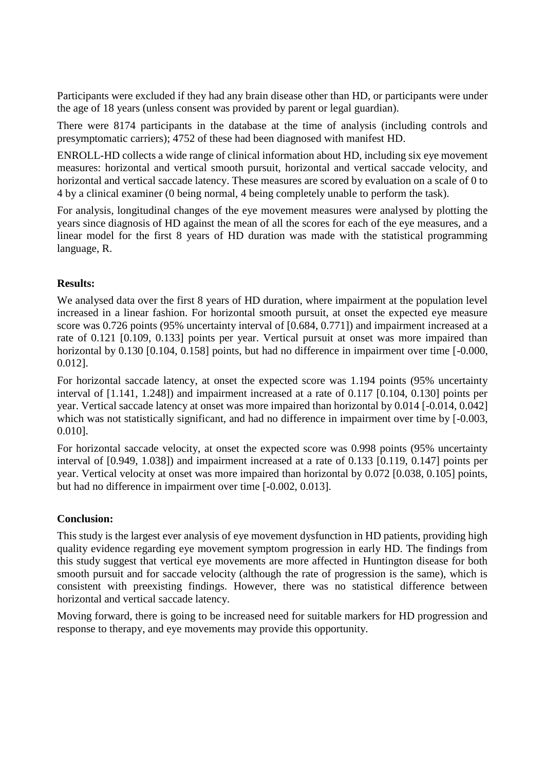Participants were excluded if they had any brain disease other than HD, or participants were under the age of 18 years (unless consent was provided by parent or legal guardian).

There were 8174 participants in the database at the time of analysis (including controls and presymptomatic carriers); 4752 of these had been diagnosed with manifest HD.

ENROLL-HD collects a wide range of clinical information about HD, including six eye movement measures: horizontal and vertical smooth pursuit, horizontal and vertical saccade velocity, and horizontal and vertical saccade latency. These measures are scored by evaluation on a scale of 0 to 4 by a clinical examiner (0 being normal, 4 being completely unable to perform the task).

For analysis, longitudinal changes of the eye movement measures were analysed by plotting the years since diagnosis of HD against the mean of all the scores for each of the eye measures, and a linear model for the first 8 years of HD duration was made with the statistical programming language, R.

**Results:**

We analysed data over the first 8 years of HD duration, where impairment at the population level increased in a linear fashion. For horizontal smooth pursuit, at onset the expected eye measure score was 0.726 points (95% uncertainty interval of [0.684, 0.771]) and impairment increased at a rate of 0.121 [0.109, 0.133] points per year. Vertical pursuit at onset was more impaired than horizontal by 0.130 [0.104, 0.158] points, but had no difference in impairment over time [-0.000, 0.012].

For horizontal saccade latency, at onset the expected score was 1.194 points (95% uncertainty interval of [1.141, 1.248]) and impairment increased at a rate of 0.117 [0.104, 0.130] points per year. Vertical saccade latency at onset was more impaired than horizontal by 0.014 [-0.014, 0.042] which was not statistically significant, and had no difference in impairment over time by [-0.003, 0.010].

For horizontal saccade velocity, at onset the expected score was 0.998 points (95% uncertainty interval of [0.949, 1.038]) and impairment increased at a rate of 0.133 [0.119, 0.147] points per year. Vertical velocity at onset was more impaired than horizontal by 0.072 [0.038, 0.105] points, but had no difference in impairment over time [-0.002, 0.013].

**Conclusion:**

This study is the largest ever analysis of eye movement dysfunction in HD patients, providing high quality evidence regarding eye movement symptom progression in early HD. The findings from this study suggest that vertical eye movements are more affected in Huntington disease for both smooth pursuit and for saccade velocity (although the rate of progression is the same), which is consistent with preexisting findings. However, there was no statistical difference between horizontal and vertical saccade latency.

Moving forward, there is going to be increased need for suitable markers for HD progression and response to therapy, and eye movements may provide this opportunity.